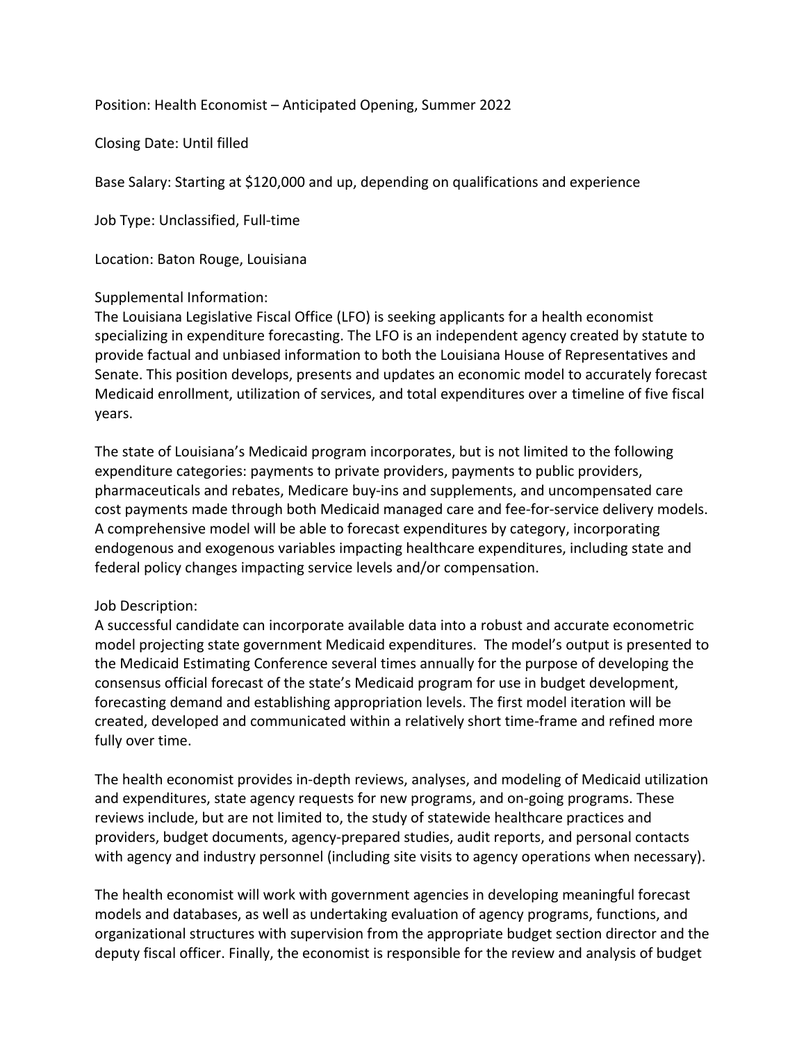Position: Health Economist – Anticipated Opening, Summer 2022

Closing Date: Until filled

Base Salary: Starting at $120,000 and up, depending on qualifications and experience

Job Type: Unclassified, Full-time

Location: Baton Rouge, Louisiana

Supplemental Information:
The Louisiana Legislative Fiscal Office (LFO) is seeking applicants for a health economist specializing in expenditure forecasting. The LFO is an independent agency created by statute to provide factual and unbiased information to both the Louisiana House of Representatives and Senate. This position develops, presents and updates an economic model to accurately forecast Medicaid enrollment, utilization of services, and total expenditures over a timeline of five fiscal years.

The state of Louisiana's Medicaid program incorporates, but is not limited to the following expenditure categories: payments to private providers, payments to public providers, pharmaceuticals and rebates, Medicare buy-ins and supplements, and uncompensated care cost payments made through both Medicaid managed care and fee-for-service delivery models. A comprehensive model will be able to forecast expenditures by category, incorporating endogenous and exogenous variables impacting healthcare expenditures, including state and federal policy changes impacting service levels and/or compensation.

Job Description:
A successful candidate can incorporate available data into a robust and accurate econometric model projecting state government Medicaid expenditures. The model's output is presented to the Medicaid Estimating Conference several times annually for the purpose of developing the consensus official forecast of the state's Medicaid program for use in budget development, forecasting demand and establishing appropriation levels. The first model iteration will be created, developed and communicated within a relatively short time-frame and refined more fully over time.

The health economist provides in-depth reviews, analyses, and modeling of Medicaid utilization and expenditures, state agency requests for new programs, and on-going programs. These reviews include, but are not limited to, the study of statewide healthcare practices and providers, budget documents, agency-prepared studies, audit reports, and personal contacts with agency and industry personnel (including site visits to agency operations when necessary).

The health economist will work with government agencies in developing meaningful forecast models and databases, as well as undertaking evaluation of agency programs, functions, and organizational structures with supervision from the appropriate budget section director and the deputy fiscal officer. Finally, the economist is responsible for the review and analysis of budget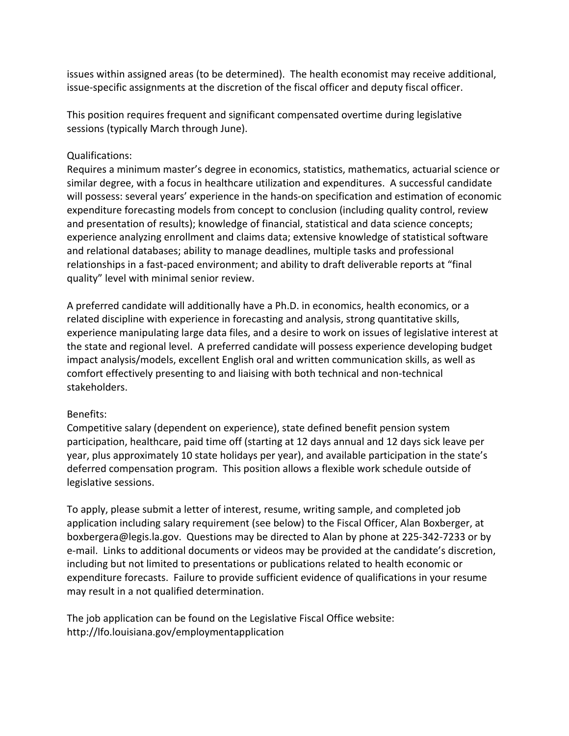issues within assigned areas (to be determined). The health economist may receive additional, issue-specific assignments at the discretion of the fiscal officer and deputy fiscal officer.

This position requires frequent and significant compensated overtime during legislative sessions (typically March through June).

Qualifications:

Requires a minimum master's degree in economics, statistics, mathematics, actuarial science or similar degree, with a focus in healthcare utilization and expenditures. A successful candidate will possess: several years' experience in the hands-on specification and estimation of economic expenditure forecasting models from concept to conclusion (including quality control, review and presentation of results); knowledge of financial, statistical and data science concepts; experience analyzing enrollment and claims data; extensive knowledge of statistical software and relational databases; ability to manage deadlines, multiple tasks and professional relationships in a fast-paced environment; and ability to draft deliverable reports at "final quality" level with minimal senior review.

A preferred candidate will additionally have a Ph.D. in economics, health economics, or a related discipline with experience in forecasting and analysis, strong quantitative skills, experience manipulating large data files, and a desire to work on issues of legislative interest at the state and regional level. A preferred candidate will possess experience developing budget impact analysis/models, excellent English oral and written communication skills, as well as comfort effectively presenting to and liaising with both technical and non-technical stakeholders.

Benefits:

Competitive salary (dependent on experience), state defined benefit pension system participation, healthcare, paid time off (starting at 12 days annual and 12 days sick leave per year, plus approximately 10 state holidays per year), and available participation in the state's deferred compensation program. This position allows a flexible work schedule outside of legislative sessions.

To apply, please submit a letter of interest, resume, writing sample, and completed job application including salary requirement (see below) to the Fiscal Officer, Alan Boxberger, at boxbergera@legis.la.gov. Questions may be directed to Alan by phone at 225-342-7233 or by e-mail. Links to additional documents or videos may be provided at the candidate's discretion, including but not limited to presentations or publications related to health economic or expenditure forecasts. Failure to provide sufficient evidence of qualifications in your resume may result in a not qualified determination.

The job application can be found on the Legislative Fiscal Office website:
http://lfo.louisiana.gov/employmentapplication